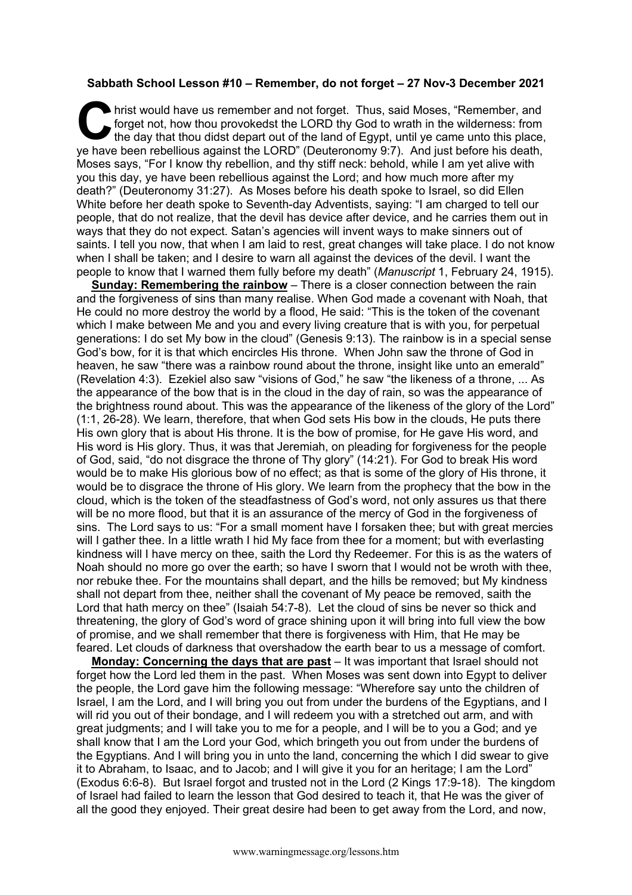**Sabbath School Lesson #10 – Remember, do not forget – 27 Nov-3 December 2021**

Christ would have us remember and not forget. Thus, said Moses, "Remember, and forget not, how thou provokedst the LORD thy God to wrath in the wilderness: from the day that thou didst depart out of the land of Egypt, until ye came unto this place, ye have been rebellious against the LORD" (Deuteronomy 9:7). And just before his death, Moses says, "For I know thy rebellion, and thy stiff neck: behold, while I am yet alive with you this day, ye have been rebellious against the Lord; and how much more after my death?" (Deuteronomy 31:27). As Moses before his death spoke to Israel, so did Ellen White before her death spoke to Seventh-day Adventists, saying: "I am charged to tell our people, that do not realize, that the devil has device after device, and he carries them out in ways that they do not expect. Satan's agencies will invent ways to make sinners out of saints. I tell you now, that when I am laid to rest, great changes will take place. I do not know when I shall be taken; and I desire to warn all against the devices of the devil. I want the people to know that I warned them fully before my death" (*Manuscript* 1, February 24, 1915).

**Sunday: Remembering the rainbow** – There is a closer connection between the rain and the forgiveness of sins than many realise. When God made a covenant with Noah, that He could no more destroy the world by a flood, He said: "This is the token of the covenant which I make between Me and you and every living creature that is with you, for perpetual generations: I do set My bow in the cloud" (Genesis 9:13). The rainbow is in a special sense God's bow, for it is that which encircles His throne. When John saw the throne of God in heaven, he saw "there was a rainbow round about the throne, insight like unto an emerald" (Revelation 4:3). Ezekiel also saw "visions of God," he saw "the likeness of a throne, ... As the appearance of the bow that is in the cloud in the day of rain, so was the appearance of the brightness round about. This was the appearance of the likeness of the glory of the Lord" (1:1, 26-28). We learn, therefore, that when God sets His bow in the clouds, He puts there His own glory that is about His throne. It is the bow of promise, for He gave His word, and His word is His glory. Thus, it was that Jeremiah, on pleading for forgiveness for the people of God, said, "do not disgrace the throne of Thy glory" (14:21). For God to break His word would be to make His glorious bow of no effect; as that is some of the glory of His throne, it would be to disgrace the throne of His glory. We learn from the prophecy that the bow in the cloud, which is the token of the steadfastness of God's word, not only assures us that there will be no more flood, but that it is an assurance of the mercy of God in the forgiveness of sins. The Lord says to us: "For a small moment have I forsaken thee; but with great mercies will I gather thee. In a little wrath I hid My face from thee for a moment; but with everlasting kindness will I have mercy on thee, saith the Lord thy Redeemer. For this is as the waters of Noah should no more go over the earth; so have I sworn that I would not be wroth with thee, nor rebuke thee. For the mountains shall depart, and the hills be removed; but My kindness shall not depart from thee, neither shall the covenant of My peace be removed, saith the Lord that hath mercy on thee" (Isaiah 54:7-8). Let the cloud of sins be never so thick and threatening, the glory of God's word of grace shining upon it will bring into full view the bow of promise, and we shall remember that there is forgiveness with Him, that He may be feared. Let clouds of darkness that overshadow the earth bear to us a message of comfort.

**Monday: Concerning the days that are past** – It was important that Israel should not forget how the Lord led them in the past. When Moses was sent down into Egypt to deliver the people, the Lord gave him the following message: "Wherefore say unto the children of Israel, I am the Lord, and I will bring you out from under the burdens of the Egyptians, and I will rid you out of their bondage, and I will redeem you with a stretched out arm, and with great judgments; and I will take you to me for a people, and I will be to you a God; and ye shall know that I am the Lord your God, which bringeth you out from under the burdens of the Egyptians. And I will bring you in unto the land, concerning the which I did swear to give it to Abraham, to Isaac, and to Jacob; and I will give it you for an heritage; I am the Lord" (Exodus 6:6-8). But Israel forgot and trusted not in the Lord (2 Kings 17:9-18). The kingdom of Israel had failed to learn the lesson that God desired to teach it, that He was the giver of all the good they enjoyed. Their great desire had been to get away from the Lord, and now,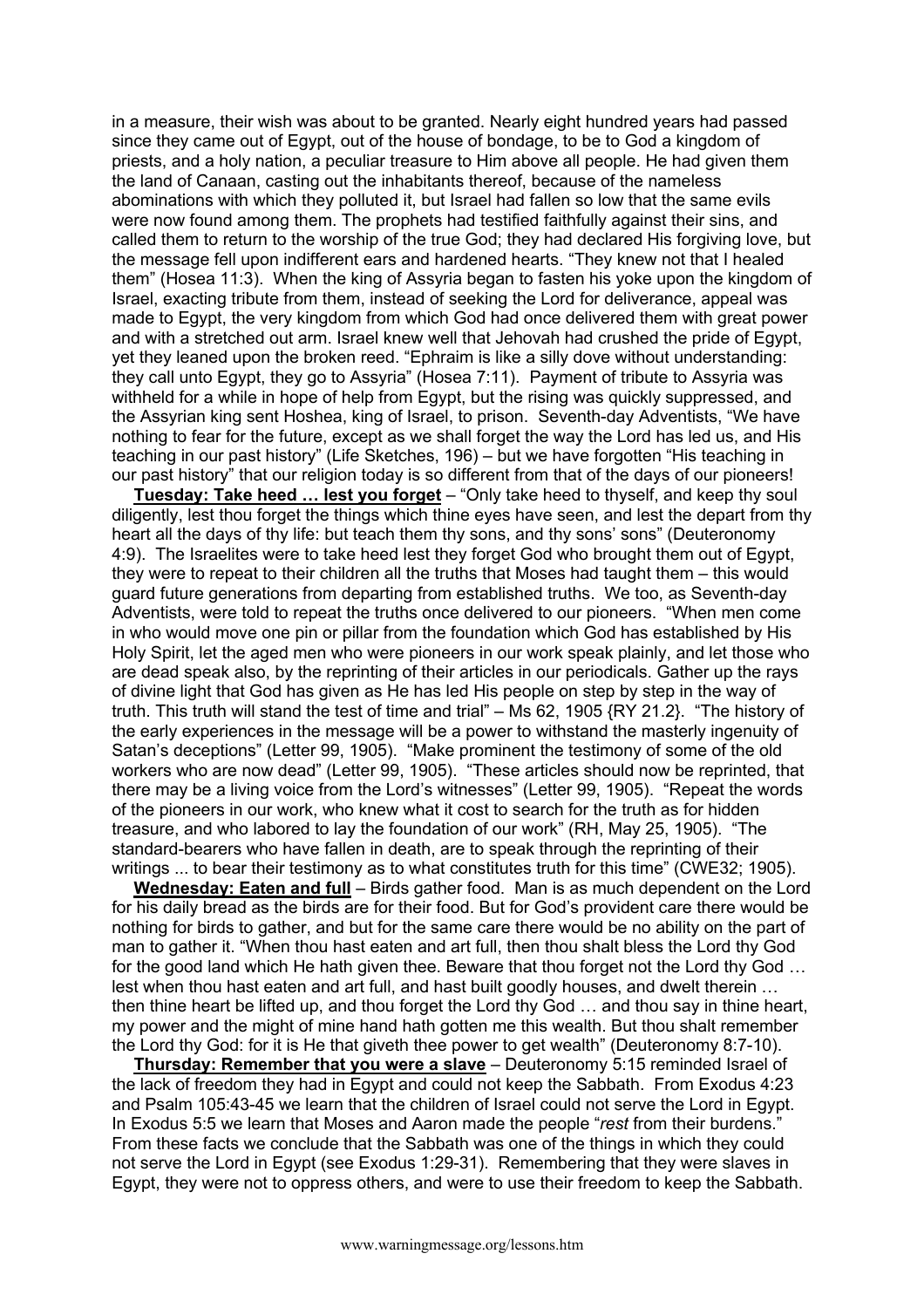in a measure, their wish was about to be granted. Nearly eight hundred years had passed since they came out of Egypt, out of the house of bondage, to be to God a kingdom of priests, and a holy nation, a peculiar treasure to Him above all people. He had given them the land of Canaan, casting out the inhabitants thereof, because of the nameless abominations with which they polluted it, but Israel had fallen so low that the same evils were now found among them. The prophets had testified faithfully against their sins, and called them to return to the worship of the true God; they had declared His forgiving love, but the message fell upon indifferent ears and hardened hearts. "They knew not that I healed them" (Hosea 11:3). When the king of Assyria began to fasten his yoke upon the kingdom of Israel, exacting tribute from them, instead of seeking the Lord for deliverance, appeal was made to Egypt, the very kingdom from which God had once delivered them with great power and with a stretched out arm. Israel knew well that Jehovah had crushed the pride of Egypt, yet they leaned upon the broken reed. "Ephraim is like a silly dove without understanding: they call unto Egypt, they go to Assyria" (Hosea 7:11). Payment of tribute to Assyria was withheld for a while in hope of help from Egypt, but the rising was quickly suppressed, and the Assyrian king sent Hoshea, king of Israel, to prison. Seventh-day Adventists, "We have nothing to fear for the future, except as we shall forget the way the Lord has led us, and His teaching in our past history" (Life Sketches, 196) – but we have forgotten "His teaching in our past history" that our religion today is so different from that of the days of our pioneers!

**Tuesday: Take heed … lest you forget** – "Only take heed to thyself, and keep thy soul diligently, lest thou forget the things which thine eyes have seen, and lest the depart from thy heart all the days of thy life: but teach them thy sons, and thy sons' sons" (Deuteronomy 4:9). The Israelites were to take heed lest they forget God who brought them out of Egypt, they were to repeat to their children all the truths that Moses had taught them – this would guard future generations from departing from established truths. We too, as Seventh-day Adventists, were told to repeat the truths once delivered to our pioneers. "When men come in who would move one pin or pillar from the foundation which God has established by His Holy Spirit, let the aged men who were pioneers in our work speak plainly, and let those who are dead speak also, by the reprinting of their articles in our periodicals. Gather up the rays of divine light that God has given as He has led His people on step by step in the way of truth. This truth will stand the test of time and trial" – Ms 62, 1905 {RY 21.2}. "The history of the early experiences in the message will be a power to withstand the masterly ingenuity of Satan's deceptions" (Letter 99, 1905). "Make prominent the testimony of some of the old workers who are now dead" (Letter 99, 1905). "These articles should now be reprinted, that there may be a living voice from the Lord's witnesses" (Letter 99, 1905). "Repeat the words of the pioneers in our work, who knew what it cost to search for the truth as for hidden treasure, and who labored to lay the foundation of our work" (RH, May 25, 1905). "The standard-bearers who have fallen in death, are to speak through the reprinting of their writings ... to bear their testimony as to what constitutes truth for this time" (CWE32; 1905).

**Wednesday: Eaten and full** – Birds gather food. Man is as much dependent on the Lord for his daily bread as the birds are for their food. But for God's provident care there would be nothing for birds to gather, and but for the same care there would be no ability on the part of man to gather it. "When thou hast eaten and art full, then thou shalt bless the Lord thy God for the good land which He hath given thee. Beware that thou forget not the Lord thy God … lest when thou hast eaten and art full, and hast built goodly houses, and dwelt therein … then thine heart be lifted up, and thou forget the Lord thy God … and thou say in thine heart, my power and the might of mine hand hath gotten me this wealth. But thou shalt remember the Lord thy God: for it is He that giveth thee power to get wealth" (Deuteronomy 8:7-10).

**Thursday: Remember that you were a slave** – Deuteronomy 5:15 reminded Israel of the lack of freedom they had in Egypt and could not keep the Sabbath. From Exodus 4:23 and Psalm 105:43-45 we learn that the children of Israel could not serve the Lord in Egypt. In Exodus 5:5 we learn that Moses and Aaron made the people "*rest* from their burdens." From these facts we conclude that the Sabbath was one of the things in which they could not serve the Lord in Egypt (see Exodus 1:29-31). Remembering that they were slaves in Egypt, they were not to oppress others, and were to use their freedom to keep the Sabbath.